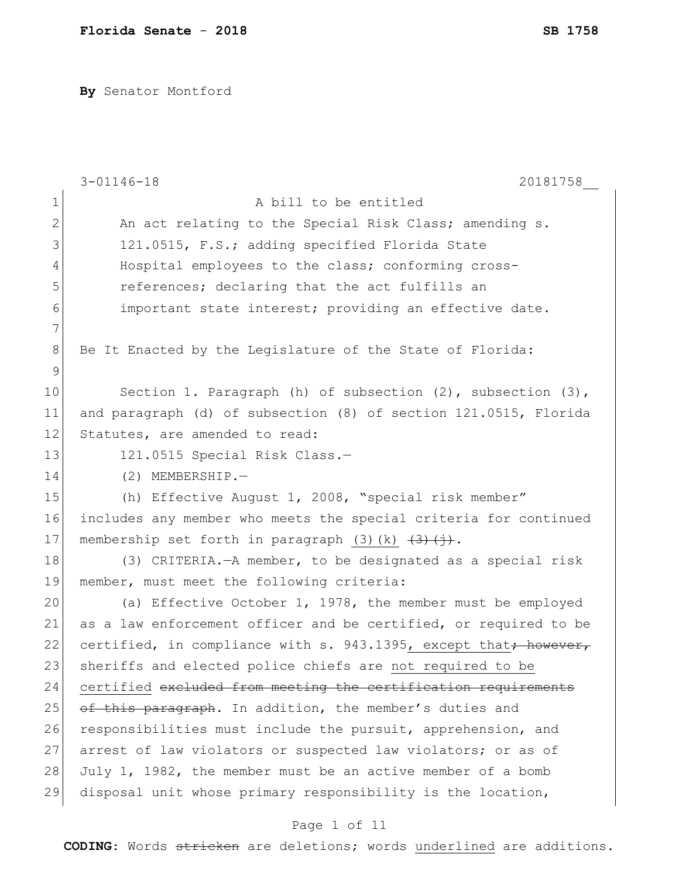By Senator Montford

A bill to be entitled

An act relating to the Special Risk Class; amending s. 121.0515, F.S.; adding specified Florida State Hospital employees to the class; conforming cross-references; declaring that the act fulfills an important state interest; providing an effective date.

Be It Enacted by the Legislature of the State of Florida:

Section 1. Paragraph (h) of subsection (2), subsection (3), and paragraph (d) of subsection (8) of section 121.0515, Florida Statutes, are amended to read:

121.0515 Special Risk Class.—

(2) MEMBERSHIP.—

(h) Effective August 1, 2008, "special risk member" includes any member who meets the special criteria for continued membership set forth in paragraph <u>(3)(k)</u> ~~(3)(j)~~.

(3) CRITERIA.—A member, to be designated as a special risk member, must meet the following criteria:

(a) Effective October 1, 1978, the member must be employed as a law enforcement officer and be certified, or required to be certified, in compliance with s. 943.1395<u>, except that</u>~~; however,~~ sheriffs and elected police chiefs are <u>not required to be certified</u> ~~excluded from meeting the certification requirements of this paragraph~~. In addition, the member's duties and responsibilities must include the pursuit, apprehension, and arrest of law violators or suspected law violators; or as of July 1, 1982, the member must be an active member of a bomb disposal unit whose primary responsibility is the location,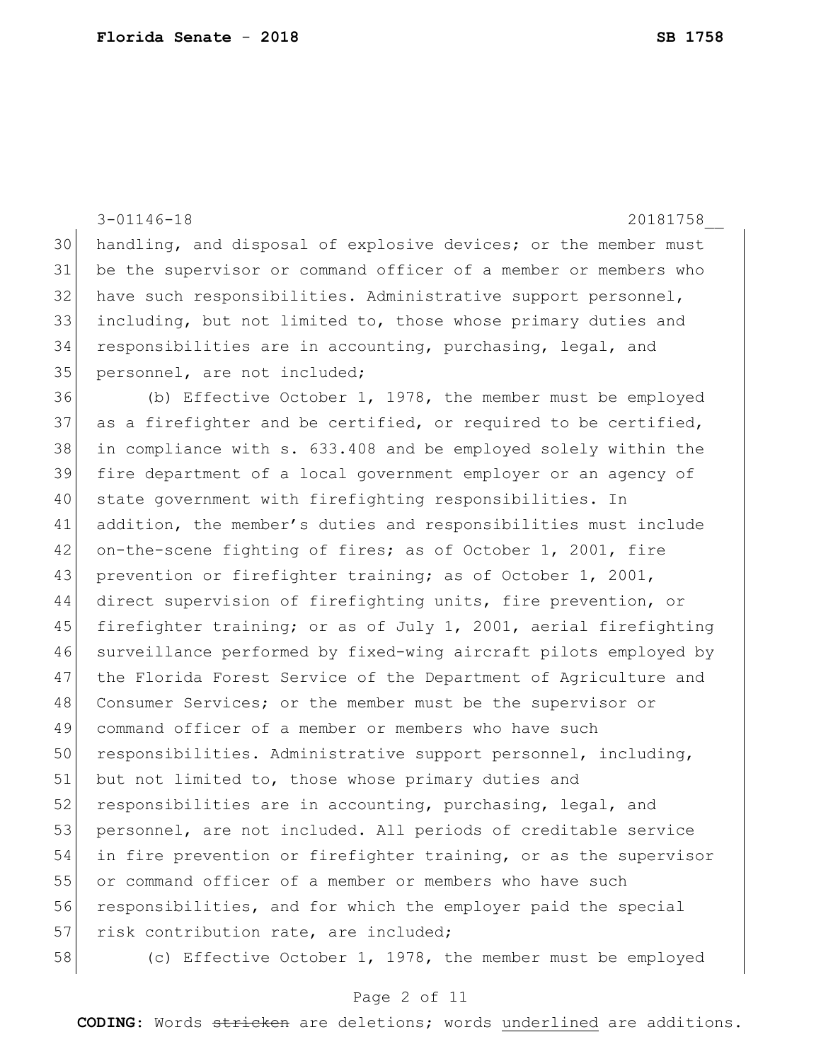handling, and disposal of explosive devices; or the member must be the supervisor or command officer of a member or members who have such responsibilities. Administrative support personnel, including, but not limited to, those whose primary duties and responsibilities are in accounting, purchasing, legal, and personnel, are not included;

(b) Effective October 1, 1978, the member must be employed as a firefighter and be certified, or required to be certified, in compliance with s. 633.408 and be employed solely within the fire department of a local government employer or an agency of state government with firefighting responsibilities. In addition, the member's duties and responsibilities must include on-the-scene fighting of fires; as of October 1, 2001, fire prevention or firefighter training; as of October 1, 2001, direct supervision of firefighting units, fire prevention, or firefighter training; or as of July 1, 2001, aerial firefighting surveillance performed by fixed-wing aircraft pilots employed by the Florida Forest Service of the Department of Agriculture and Consumer Services; or the member must be the supervisor or command officer of a member or members who have such responsibilities. Administrative support personnel, including, but not limited to, those whose primary duties and responsibilities are in accounting, purchasing, legal, and personnel, are not included. All periods of creditable service in fire prevention or firefighter training, or as the supervisor or command officer of a member or members who have such responsibilities, and for which the employer paid the special risk contribution rate, are included;

(c) Effective October 1, 1978, the member must be employed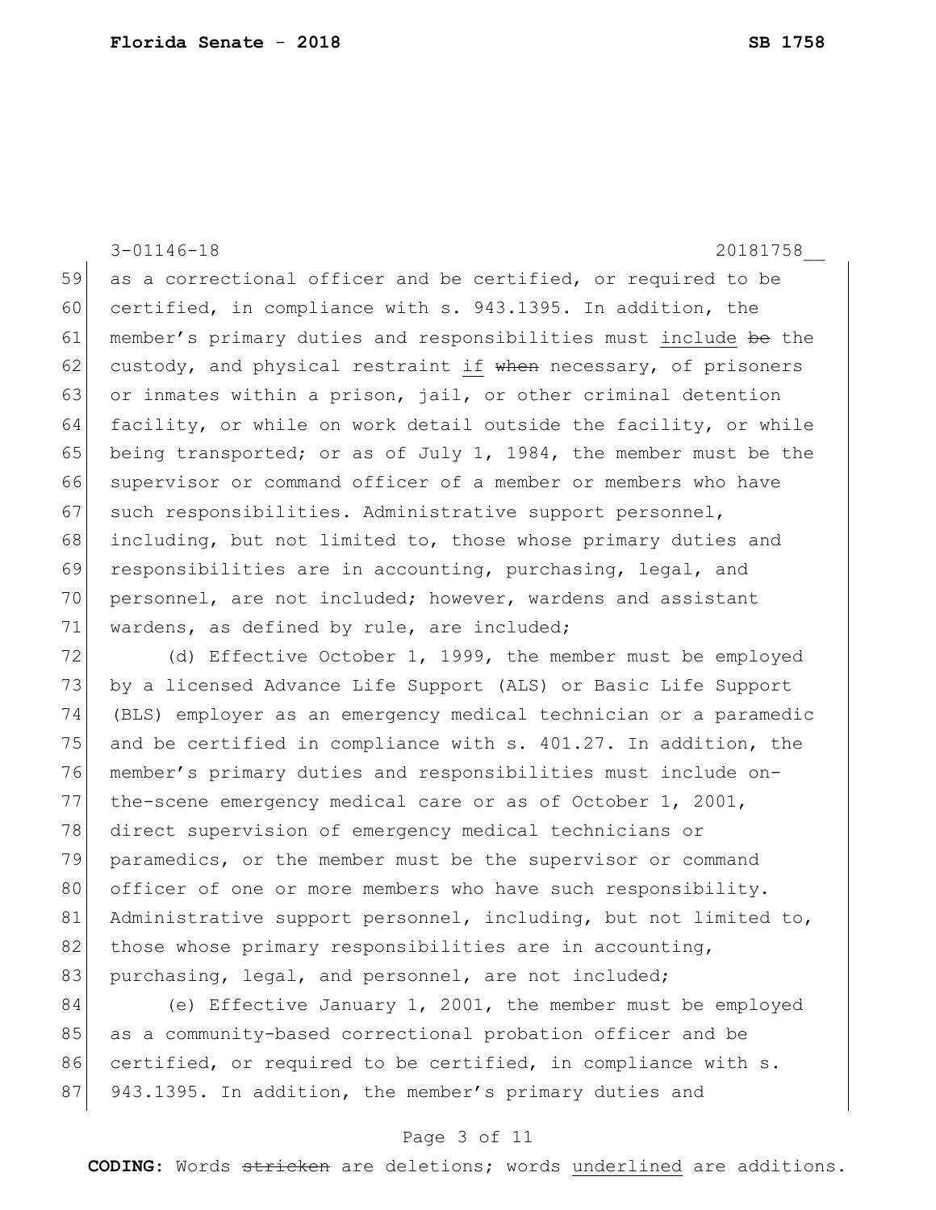as a correctional officer and be certified, or required to be certified, in compliance with s. 943.1395. In addition, the member's primary duties and responsibilities must <u>include</u> ~~be~~ the custody, and physical restraint <u>if</u> ~~when~~ necessary, of prisoners or inmates within a prison, jail, or other criminal detention facility, or while on work detail outside the facility, or while being transported; or as of July 1, 1984, the member must be the supervisor or command officer of a member or members who have such responsibilities. Administrative support personnel, including, but not limited to, those whose primary duties and responsibilities are in accounting, purchasing, legal, and personnel, are not included; however, wardens and assistant wardens, as defined by rule, are included;

(d) Effective October 1, 1999, the member must be employed by a licensed Advance Life Support (ALS) or Basic Life Support (BLS) employer as an emergency medical technician or a paramedic and be certified in compliance with s. 401.27. In addition, the member's primary duties and responsibilities must include on-the-scene emergency medical care or as of October 1, 2001, direct supervision of emergency medical technicians or paramedics, or the member must be the supervisor or command officer of one or more members who have such responsibility. Administrative support personnel, including, but not limited to, those whose primary responsibilities are in accounting, purchasing, legal, and personnel, are not included;

(e) Effective January 1, 2001, the member must be employed as a community-based correctional probation officer and be certified, or required to be certified, in compliance with s. 943.1395. In addition, the member's primary duties and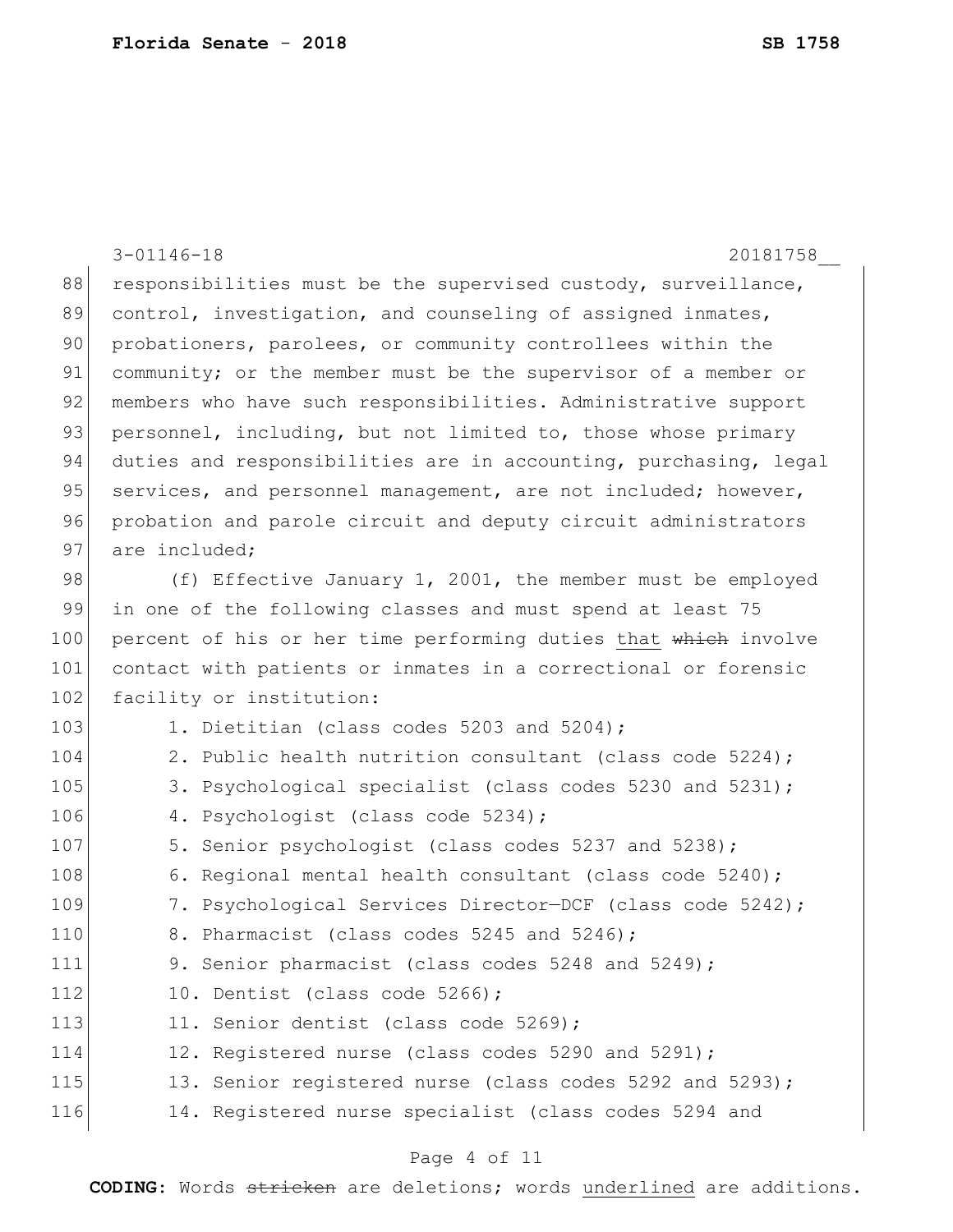responsibilities must be the supervised custody, surveillance, control, investigation, and counseling of assigned inmates, probationers, parolees, or community controllees within the community; or the member must be the supervisor of a member or members who have such responsibilities. Administrative support personnel, including, but not limited to, those whose primary duties and responsibilities are in accounting, purchasing, legal services, and personnel management, are not included; however, probation and parole circuit and deputy circuit administrators are included;

(f) Effective January 1, 2001, the member must be employed in one of the following classes and must spend at least 75 percent of his or her time performing duties <u>that</u> ~~which~~ involve contact with patients or inmates in a correctional or forensic facility or institution:

1. Dietitian (class codes 5203 and 5204);
2. Public health nutrition consultant (class code 5224);
3. Psychological specialist (class codes 5230 and 5231);
4. Psychologist (class code 5234);
5. Senior psychologist (class codes 5237 and 5238);
6. Regional mental health consultant (class code 5240);
7. Psychological Services Director—DCF (class code 5242);
8. Pharmacist (class codes 5245 and 5246);
9. Senior pharmacist (class codes 5248 and 5249);
10. Dentist (class code 5266);
11. Senior dentist (class code 5269);
12. Registered nurse (class codes 5290 and 5291);
13. Senior registered nurse (class codes 5292 and 5293);
14. Registered nurse specialist (class codes 5294 and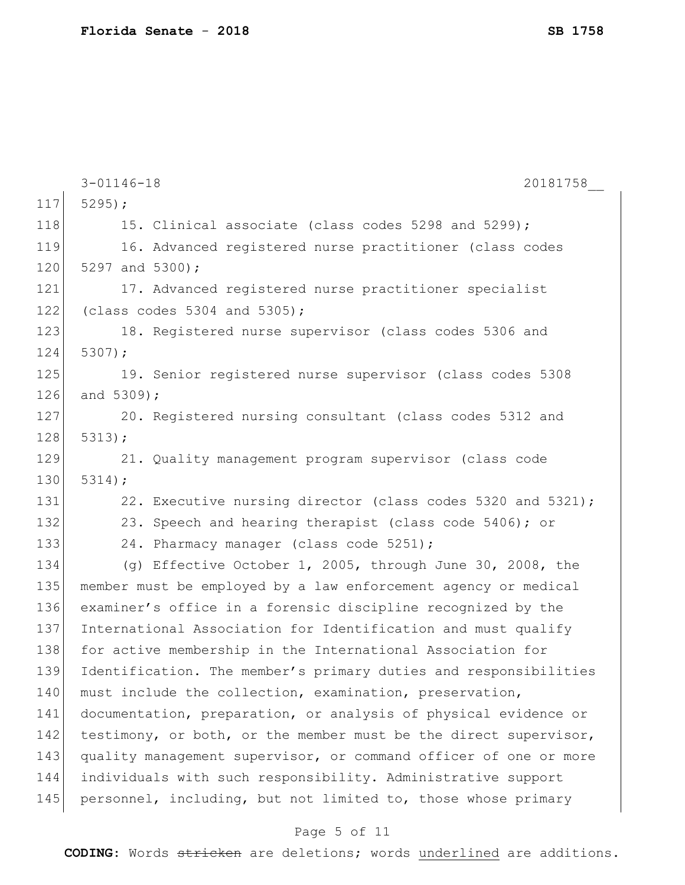5295);

15. Clinical associate (class codes 5298 and 5299);

16. Advanced registered nurse practitioner (class codes 5297 and 5300);

17. Advanced registered nurse practitioner specialist (class codes 5304 and 5305);

18. Registered nurse supervisor (class codes 5306 and 5307);

19. Senior registered nurse supervisor (class codes 5308 and 5309);

20. Registered nursing consultant (class codes 5312 and 5313);

21. Quality management program supervisor (class code 5314);

22. Executive nursing director (class codes 5320 and 5321);

23. Speech and hearing therapist (class code 5406); or

24. Pharmacy manager (class code 5251);

(g) Effective October 1, 2005, through June 30, 2008, the member must be employed by a law enforcement agency or medical examiner's office in a forensic discipline recognized by the International Association for Identification and must qualify for active membership in the International Association for Identification. The member's primary duties and responsibilities must include the collection, examination, preservation, documentation, preparation, or analysis of physical evidence or testimony, or both, or the member must be the direct supervisor, quality management supervisor, or command officer of one or more individuals with such responsibility. Administrative support personnel, including, but not limited to, those whose primary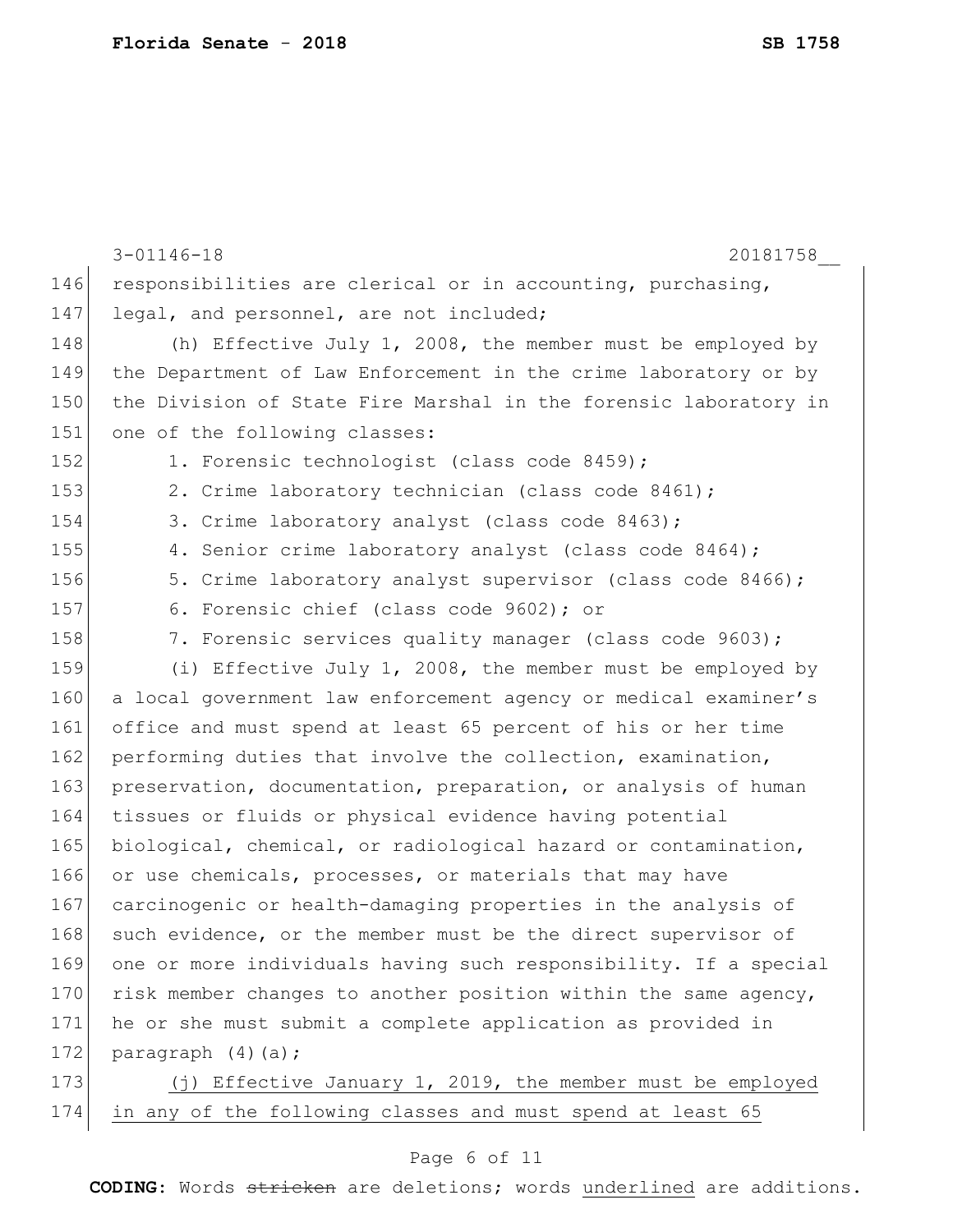responsibilities are clerical or in accounting, purchasing, legal, and personnel, are not included;

(h) Effective July 1, 2008, the member must be employed by the Department of Law Enforcement in the crime laboratory or by the Division of State Fire Marshal in the forensic laboratory in one of the following classes:

1. Forensic technologist (class code 8459);
2. Crime laboratory technician (class code 8461);
3. Crime laboratory analyst (class code 8463);
4. Senior crime laboratory analyst (class code 8464);
5. Crime laboratory analyst supervisor (class code 8466);
6. Forensic chief (class code 9602); or
7. Forensic services quality manager (class code 9603);

(i) Effective July 1, 2008, the member must be employed by a local government law enforcement agency or medical examiner's office and must spend at least 65 percent of his or her time performing duties that involve the collection, examination, preservation, documentation, preparation, or analysis of human tissues or fluids or physical evidence having potential biological, chemical, or radiological hazard or contamination, or use chemicals, processes, or materials that may have carcinogenic or health-damaging properties in the analysis of such evidence, or the member must be the direct supervisor of one or more individuals having such responsibility. If a special risk member changes to another position within the same agency, he or she must submit a complete application as provided in paragraph (4)(a);

<u>(j) Effective January 1, 2019, the member must be employed in any of the following classes and must spend at least 65</u>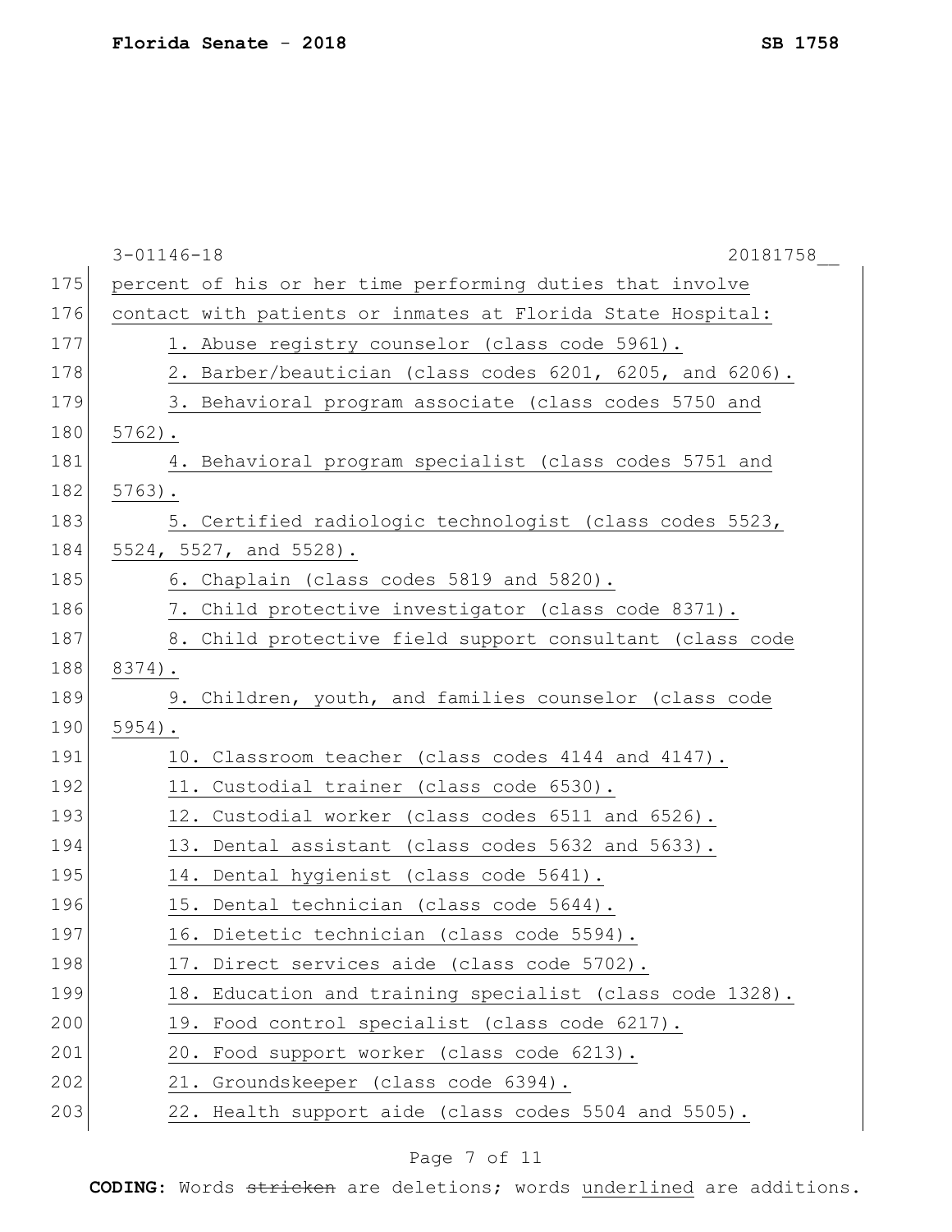percent of his or her time performing duties that involve contact with patients or inmates at Florida State Hospital:

1. Abuse registry counselor (class code 5961).
2. Barber/beautician (class codes 6201, 6205, and 6206).
3. Behavioral program associate (class codes 5750 and 5762).
4. Behavioral program specialist (class codes 5751 and 5763).
5. Certified radiologic technologist (class codes 5523, 5524, 5527, and 5528).
6. Chaplain (class codes 5819 and 5820).
7. Child protective investigator (class code 8371).
8. Child protective field support consultant (class code 8374).
9. Children, youth, and families counselor (class code 5954).
10. Classroom teacher (class codes 4144 and 4147).
11. Custodial trainer (class code 6530).
12. Custodial worker (class codes 6511 and 6526).
13. Dental assistant (class codes 5632 and 5633).
14. Dental hygienist (class code 5641).
15. Dental technician (class code 5644).
16. Dietetic technician (class code 5594).
17. Direct services aide (class code 5702).
18. Education and training specialist (class code 1328).
19. Food control specialist (class code 6217).
20. Food support worker (class code 6213).
21. Groundskeeper (class code 6394).
22. Health support aide (class codes 5504 and 5505).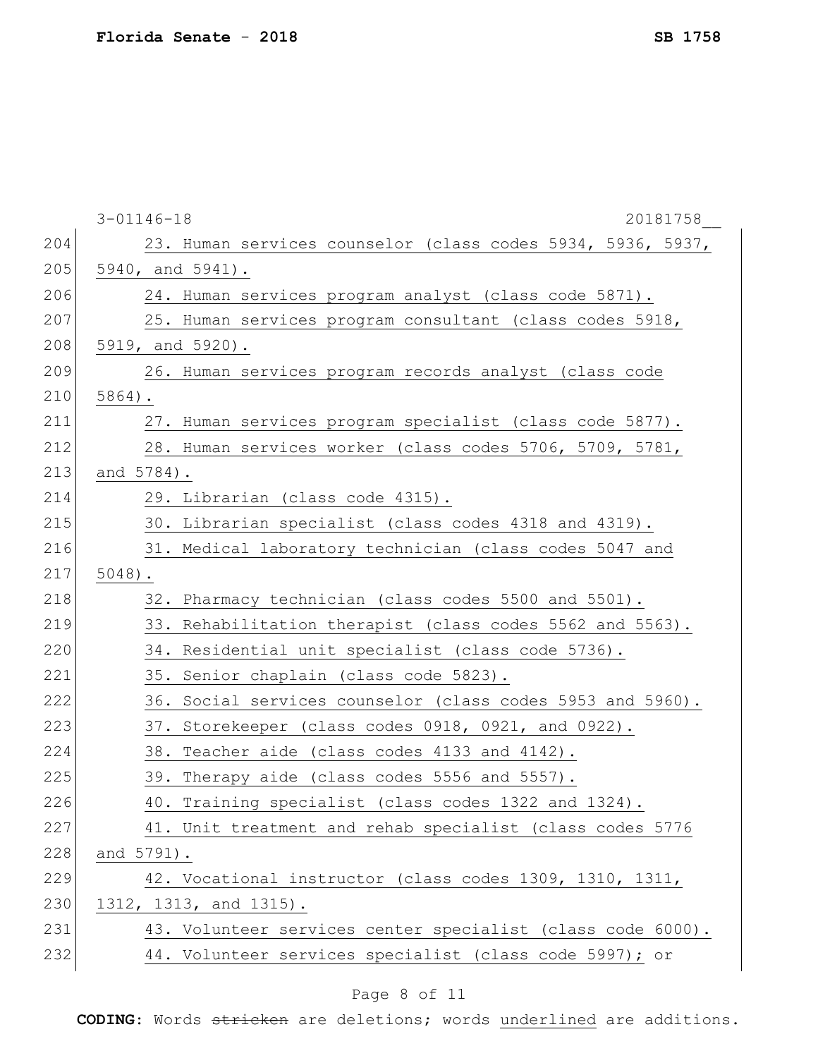23. Human services counselor (class codes 5934, 5936, 5937, 5940, and 5941).

24. Human services program analyst (class code 5871).

25. Human services program consultant (class codes 5918, 5919, and 5920).

26. Human services program records analyst (class code 5864).

27. Human services program specialist (class code 5877).

28. Human services worker (class codes 5706, 5709, 5781, and 5784).

29. Librarian (class code 4315).

30. Librarian specialist (class codes 4318 and 4319).

31. Medical laboratory technician (class codes 5047 and 5048).

32. Pharmacy technician (class codes 5500 and 5501).

33. Rehabilitation therapist (class codes 5562 and 5563).

34. Residential unit specialist (class code 5736).

35. Senior chaplain (class code 5823).

36. Social services counselor (class codes 5953 and 5960).

37. Storekeeper (class codes 0918, 0921, and 0922).

38. Teacher aide (class codes 4133 and 4142).

39. Therapy aide (class codes 5556 and 5557).

40. Training specialist (class codes 1322 and 1324).

41. Unit treatment and rehab specialist (class codes 5776 and 5791).

42. Vocational instructor (class codes 1309, 1310, 1311, 1312, 1313, and 1315).

43. Volunteer services center specialist (class code 6000).

44. Volunteer services specialist (class code 5997); or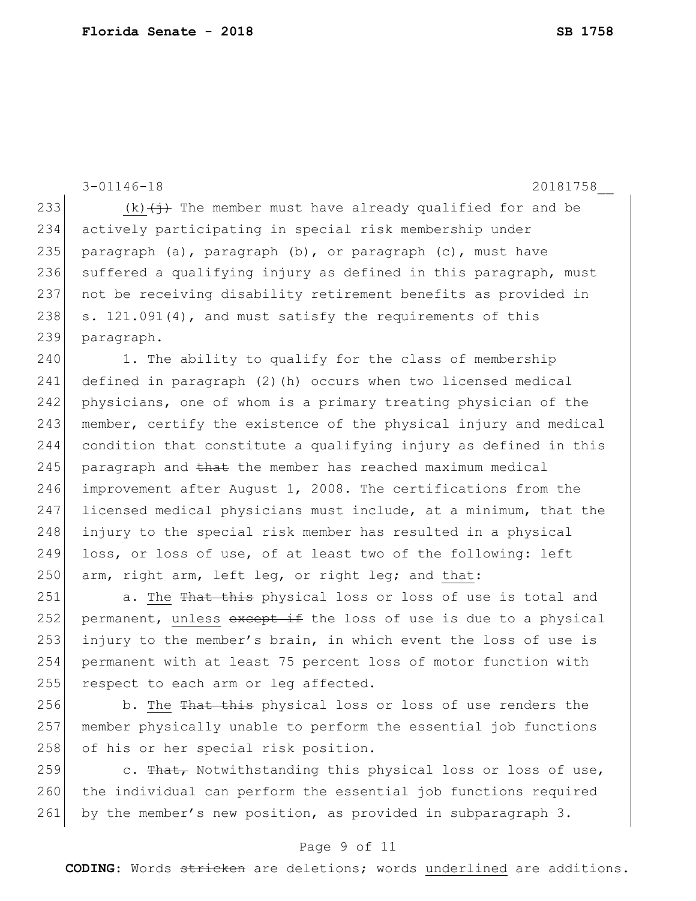(k)~~(j)~~ The member must have already qualified for and be actively participating in special risk membership under paragraph (a), paragraph (b), or paragraph (c), must have suffered a qualifying injury as defined in this paragraph, must not be receiving disability retirement benefits as provided in s. 121.091(4), and must satisfy the requirements of this paragraph.

1. The ability to qualify for the class of membership defined in paragraph (2)(h) occurs when two licensed medical physicians, one of whom is a primary treating physician of the member, certify the existence of the physical injury and medical condition that constitute a qualifying injury as defined in this paragraph and ~~that~~ the member has reached maximum medical improvement after August 1, 2008. The certifications from the licensed medical physicians must include, at a minimum, that the injury to the special risk member has resulted in a physical loss, or loss of use, of at least two of the following: left arm, right arm, left leg, or right leg; and <u>that</u>:

a. <u>The</u> ~~That this~~ physical loss or loss of use is total and permanent, <u>unless</u> ~~except if~~ the loss of use is due to a physical injury to the member's brain, in which event the loss of use is permanent with at least 75 percent loss of motor function with respect to each arm or leg affected.

b. <u>The</u> ~~That this~~ physical loss or loss of use renders the member physically unable to perform the essential job functions of his or her special risk position.

c. ~~That,~~ Notwithstanding this physical loss or loss of use, the individual can perform the essential job functions required by the member's new position, as provided in subparagraph 3.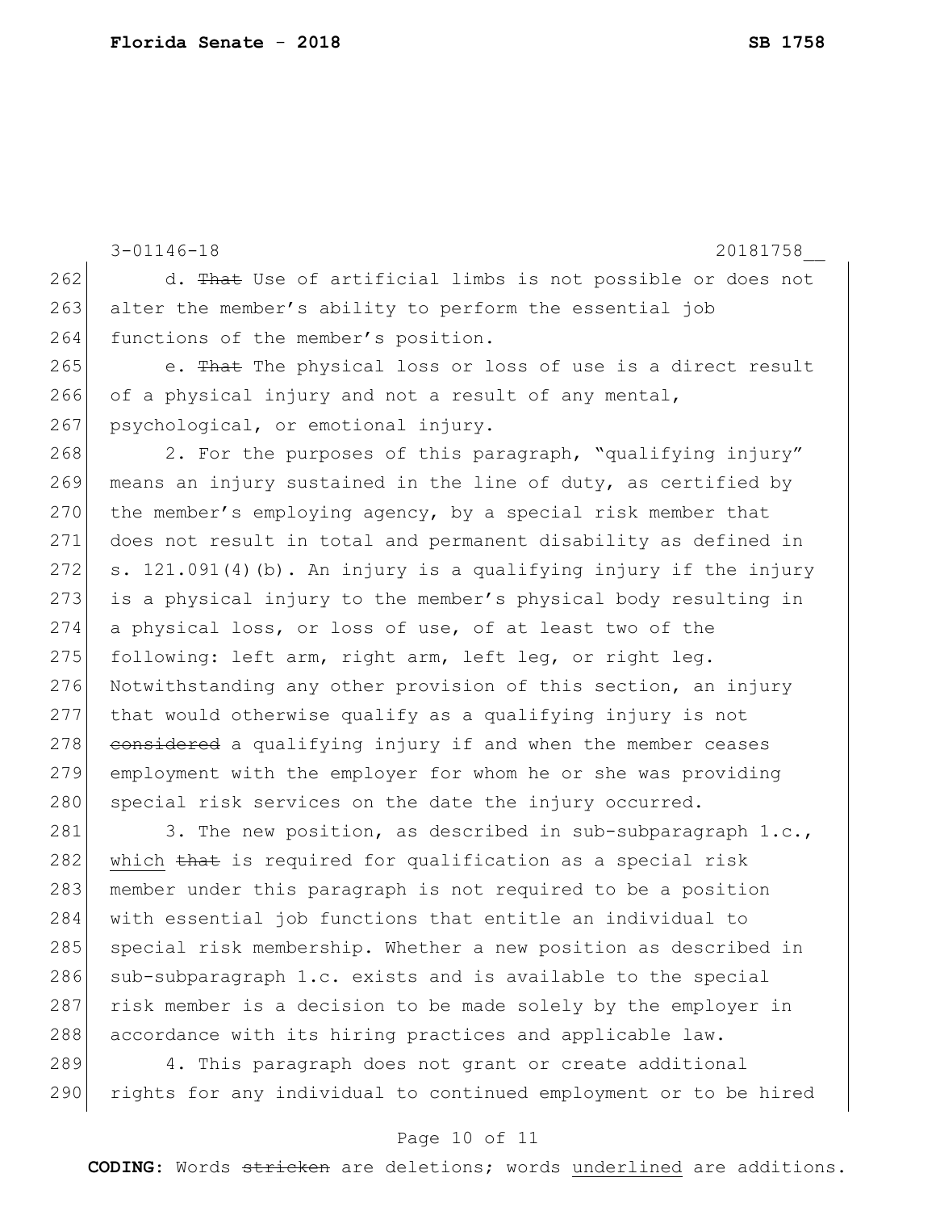d. ~~That~~ Use of artificial limbs is not possible or does not alter the member's ability to perform the essential job functions of the member's position.

e. ~~That~~ The physical loss or loss of use is a direct result of a physical injury and not a result of any mental, psychological, or emotional injury.

2. For the purposes of this paragraph, "qualifying injury" means an injury sustained in the line of duty, as certified by the member's employing agency, by a special risk member that does not result in total and permanent disability as defined in s. 121.091(4)(b). An injury is a qualifying injury if the injury is a physical injury to the member's physical body resulting in a physical loss, or loss of use, of at least two of the following: left arm, right arm, left leg, or right leg. Notwithstanding any other provision of this section, an injury that would otherwise qualify as a qualifying injury is not ~~considered~~ a qualifying injury if and when the member ceases employment with the employer for whom he or she was providing special risk services on the date the injury occurred.

3. The new position, as described in sub-subparagraph 1.c., <u>which</u> ~~that~~ is required for qualification as a special risk member under this paragraph is not required to be a position with essential job functions that entitle an individual to special risk membership. Whether a new position as described in sub-subparagraph 1.c. exists and is available to the special risk member is a decision to be made solely by the employer in accordance with its hiring practices and applicable law.

4. This paragraph does not grant or create additional rights for any individual to continued employment or to be hired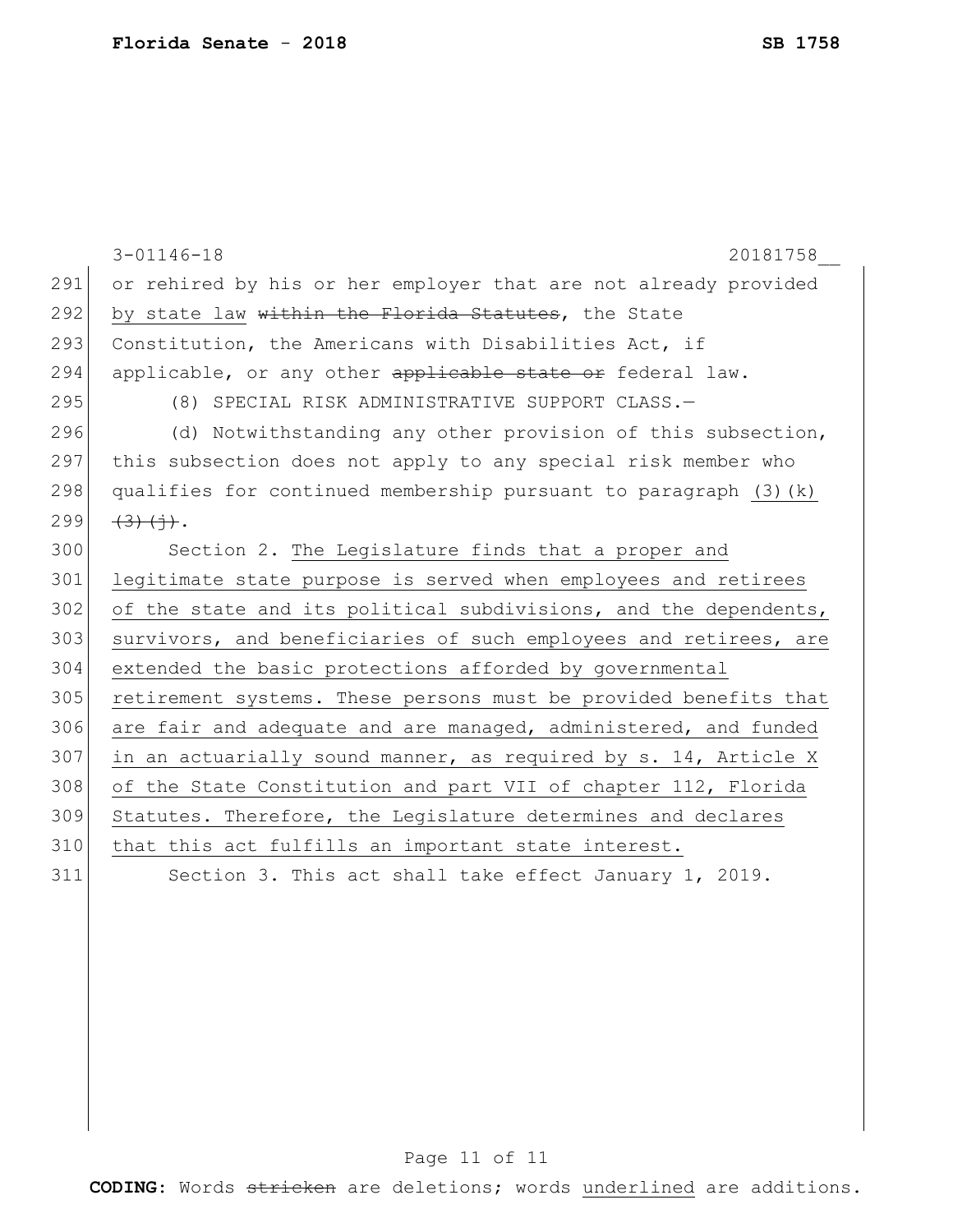3-01146-18 20181758__

or rehired by his or her employer that are not already provided by state law ~~within the Florida Statutes~~, the State Constitution, the Americans with Disabilities Act, if applicable, or any other ~~applicable state or~~ federal law.

(8) SPECIAL RISK ADMINISTRATIVE SUPPORT CLASS.—

(d) Notwithstanding any other provision of this subsection, this subsection does not apply to any special risk member who qualifies for continued membership pursuant to paragraph <u>(3)(k)</u> ~~(3)(j)~~.

Section 2. <u>The Legislature finds that a proper and legitimate state purpose is served when employees and retirees of the state and its political subdivisions, and the dependents, survivors, and beneficiaries of such employees and retirees, are extended the basic protections afforded by governmental retirement systems. These persons must be provided benefits that are fair and adequate and are managed, administered, and funded in an actuarially sound manner, as required by s. 14, Article X of the State Constitution and part VII of chapter 112, Florida Statutes. Therefore, the Legislature determines and declares that this act fulfills an important state interest.</u>

Section 3. This act shall take effect January 1, 2019.

**CODING:** Words ~~stricken~~ are deletions; words <u>underlined</u> are additions.